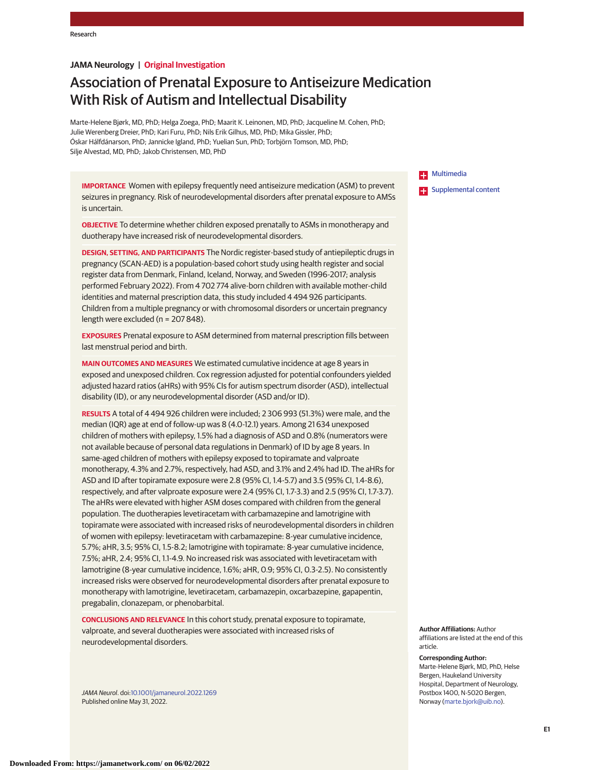JAMA Neurology | Original Investigation

# Association of Prenatal Exposure to Antiseizure Medication With Risk of Autism and Intellectual Disability

Marte-Helene Bjørk, MD, PhD; Helga Zoega, PhD; Maarit K. Leinonen, MD, PhD; Jacqueline M. Cohen, PhD; Julie Werenberg Dreier, PhD; Kari Furu, PhD; Nils Erik Gilhus, MD, PhD; Mika Gissler, PhD; Óskar Hálfdánarson, PhD; Jannicke Igland, PhD; Yuelian Sun, PhD; Torbjörn Tomson, MD, PhD; Silje Alvestad, MD, PhD; Jakob Christensen, MD, PhD

**IMPORTANCE** Women with epilepsy frequently need antiseizure medication (ASM) to prevent seizures in pregnancy. Risk of neurodevelopmental disorders after prenatal exposure to AMSs is uncertain.

**OBJECTIVE** To determine whether children exposed prenatally to ASMs in monotherapy and duotherapy have increased risk of neurodevelopmental disorders.

**DESIGN, SETTING, AND PARTICIPANTS** The Nordic register-based study of antiepileptic drugs in pregnancy (SCAN-AED) is a population-based cohort study using health register and social register data from Denmark, Finland, Iceland, Norway, and Sweden (1996-2017; analysis performed February 2022). From 4 702 774 alive-born children with available mother-child identities and maternal prescription data, this study included 4 494 926 participants. Children from a multiple pregnancy or with chromosomal disorders or uncertain pregnancy length were excluded (n = 207 848).

**EXPOSURES** Prenatal exposure to ASM determined from maternal prescription fills between last menstrual period and birth.

**MAIN OUTCOMES AND MEASURES** We estimated cumulative incidence at age 8 years in exposed and unexposed children. Cox regression adjusted for potential confounders yielded adjusted hazard ratios (aHRs) with 95% CIs for autism spectrum disorder (ASD), intellectual disability (ID), or any neurodevelopmental disorder (ASD and/or ID).

**RESULTS** A total of 4 494 926 children were included; 2 306 993 (51.3%) were male, and the median (IQR) age at end of follow-up was 8 (4.0-12.1) years. Among 21 634 unexposed children of mothers with epilepsy, 1.5% had a diagnosis of ASD and 0.8% (numerators were not available because of personal data regulations in Denmark) of ID by age 8 years. In same-aged children of mothers with epilepsy exposed to topiramate and valproate monotherapy, 4.3% and 2.7%, respectively, had ASD, and 3.1% and 2.4% had ID. The aHRs for ASD and ID after topiramate exposure were 2.8 (95% CI, 1.4-5.7) and 3.5 (95% CI, 1.4-8.6), respectively, and after valproate exposure were 2.4 (95% CI, 1.7-3.3) and 2.5 (95% CI, 1.7-3.7). The aHRs were elevated with higher ASM doses compared with children from the general population. The duotherapies levetiracetam with carbamazepine and lamotrigine with topiramate were associated with increased risks of neurodevelopmental disorders in children of women with epilepsy: levetiracetam with carbamazepine: 8-year cumulative incidence, 5.7%; aHR, 3.5; 95% CI, 1.5-8.2; lamotrigine with topiramate: 8-year cumulative incidence, 7.5%; aHR, 2.4; 95% CI, 1.1-4.9. No increased risk was associated with levetiracetam with lamotrigine (8-year cumulative incidence, 1.6%; aHR, 0.9; 95% CI, 0.3-2.5). No consistently increased risks were observed for neurodevelopmental disorders after prenatal exposure to monotherapy with lamotrigine, levetiracetam, carbamazepin, oxcarbazepine, gapapentin, pregabalin, clonazepam, or phenobarbital.

**CONCLUSIONS AND RELEVANCE** In this cohort study, prenatal exposure to topiramate, valproate, and several duotherapies were associated with increased risks of neurodevelopmental disorders.

*JAMA Neurol*. doi:10.1001/jamaneurol.2022.1269
Published online May 31, 2022.

Multimedia

Supplemental content

**Author Affiliations:** Author affiliations are listed at the end of this article.

**Corresponding Author:** Marte-Helene Bjørk, MD, PhD, Helse Bergen, Haukeland University Hospital, Department of Neurology, Postbox 1400, N-5020 Bergen, Norway (marte.bjork@uib.no).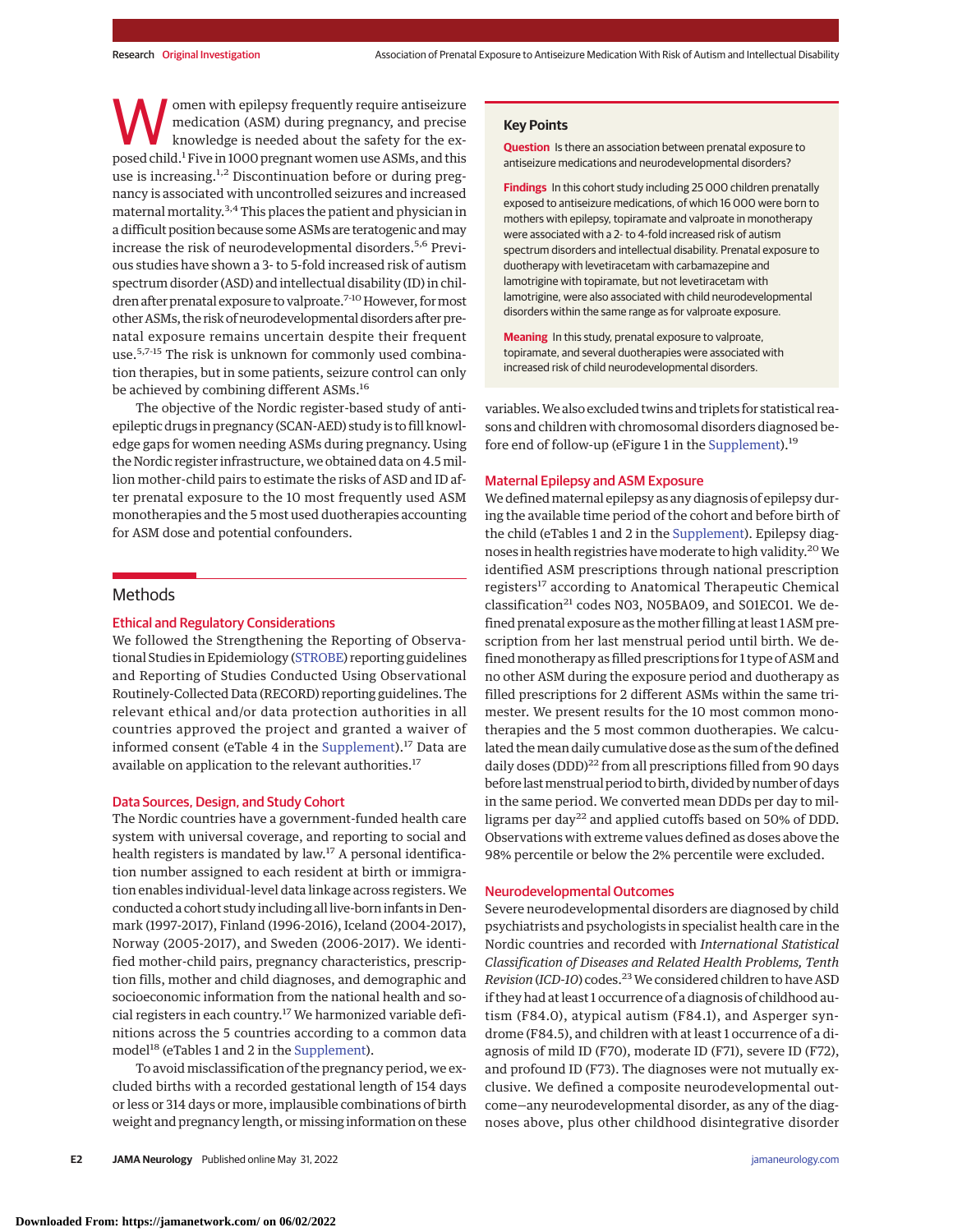Women with epilepsy frequently require antiseizure medication (ASM) during pregnancy, and precise knowledge is needed about the safety for the exposed child.[1] Five in 1000 pregnant women use ASMs, and this use is increasing.[1,2] Discontinuation before or during pregnancy is associated with uncontrolled seizures and increased maternal mortality.[3,4] This places the patient and physician in a difficult position because some ASMs are teratogenic and may increase the risk of neurodevelopmental disorders.[5,6] Previous studies have shown a 3- to 5-fold increased risk of autism spectrum disorder (ASD) and intellectual disability (ID) in children after prenatal exposure to valproate.[7-10] However, for most other ASMs, the risk of neurodevelopmental disorders after prenatal exposure remains uncertain despite their frequent use.[5,7-15] The risk is unknown for commonly used combination therapies, but in some patients, seizure control can only be achieved by combining different ASMs.[16]

The objective of the Nordic register-based study of antiepileptic drugs in pregnancy (SCAN-AED) study is to fill knowledge gaps for women needing ASMs during pregnancy. Using the Nordic register infrastructure, we obtained data on 4.5 million mother-child pairs to estimate the risks of ASD and ID after prenatal exposure to the 10 most frequently used ASM monotherapies and the 5 most used duotherapies accounting for ASM dose and potential confounders.

**Key Points**

**Question** Is there an association between prenatal exposure to antiseizure medications and neurodevelopmental disorders?

**Findings** In this cohort study including 25 000 children prenatally exposed to antiseizure medications, of which 16 000 were born to mothers with epilepsy, topiramate and valproate in monotherapy were associated with a 2- to 4-fold increased risk of autism spectrum disorders and intellectual disability. Prenatal exposure to duotherapy with levetiracetam with carbamazepine and lamotrigine with topiramate, but not levetiracetam with lamotrigine, were also associated with child neurodevelopmental disorders within the same range as for valproate exposure.

**Meaning** In this study, prenatal exposure to valproate, topiramate, and several duotherapies were associated with increased risk of child neurodevelopmental disorders.

## Methods

### Ethical and Regulatory Considerations

We followed the Strengthening the Reporting of Observational Studies in Epidemiology (STROBE) reporting guidelines and Reporting of Studies Conducted Using Observational Routinely-Collected Data (RECORD) reporting guidelines. The relevant ethical and/or data protection authorities in all countries approved the project and granted a waiver of informed consent (eTable 4 in the Supplement).[17] Data are available on application to the relevant authorities.[17]

### Data Sources, Design, and Study Cohort

The Nordic countries have a government-funded health care system with universal coverage, and reporting to social and health registers is mandated by law.[17] A personal identification number assigned to each resident at birth or immigration enables individual-level data linkage across registers. We conducted a cohort study including all live-born infants in Denmark (1997-2017), Finland (1996-2016), Iceland (2004-2017), Norway (2005-2017), and Sweden (2006-2017). We identified mother-child pairs, pregnancy characteristics, prescription fills, mother and child diagnoses, and demographic and socioeconomic information from the national health and social registers in each country.[17] We harmonized variable definitions across the 5 countries according to a common data model[18] (eTables 1 and 2 in the Supplement).

To avoid misclassification of the pregnancy period, we excluded births with a recorded gestational length of 154 days or less or 314 days or more, implausible combinations of birth weight and pregnancy length, or missing information on these variables. We also excluded twins and triplets for statistical reasons and children with chromosomal disorders diagnosed before end of follow-up (eFigure 1 in the Supplement).[19]

### Maternal Epilepsy and ASM Exposure

We defined maternal epilepsy as any diagnosis of epilepsy during the available time period of the cohort and before birth of the child (eTables 1 and 2 in the Supplement). Epilepsy diagnoses in health registries have moderate to high validity.[20] We identified ASM prescriptions through national prescription registers[17] according to Anatomical Therapeutic Chemical classification[21] codes N03, N05BA09, and S01EC01. We defined prenatal exposure as the mother filling at least 1 ASM prescription from her last menstrual period until birth. We defined monotherapy as filled prescriptions for 1 type of ASM and no other ASM during the exposure period and duotherapy as filled prescriptions for 2 different ASMs within the same trimester. We present results for the 10 most common monotherapies and the 5 most common duotherapies. We calculated the mean daily cumulative dose as the sum of the defined daily doses (DDD)[22] from all prescriptions filled from 90 days before last menstrual period to birth, divided by number of days in the same period. We converted mean DDDs per day to milligrams per day[22] and applied cutoffs based on 50% of DDD. Observations with extreme values defined as doses above the 98% percentile or below the 2% percentile were excluded.

### Neurodevelopmental Outcomes

Severe neurodevelopmental disorders are diagnosed by child psychiatrists and psychologists in specialist health care in the Nordic countries and recorded with *International Statistical Classification of Diseases and Related Health Problems, Tenth Revision* (*ICD-10*) codes.[23] We considered children to have ASD if they had at least 1 occurrence of a diagnosis of childhood autism (F84.0), atypical autism (F84.1), and Asperger syndrome (F84.5), and children with at least 1 occurrence of a diagnosis of mild ID (F70), moderate ID (F71), severe ID (F72), and profound ID (F73). The diagnoses were not mutually exclusive. We defined a composite neurodevelopmental outcome—any neurodevelopmental disorder, as any of the diagnoses above, plus other childhood disintegrative disorder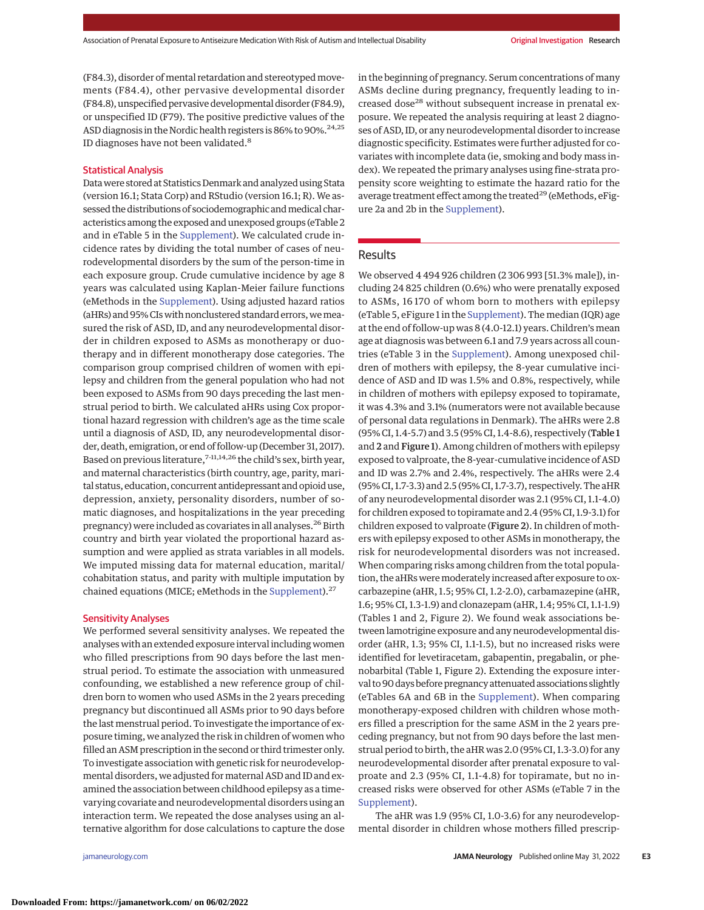(F84.3), disorder of mental retardation and stereotyped movements (F84.4), other pervasive developmental disorder (F84.8), unspecified pervasive developmental disorder (F84.9), or unspecified ID (F79). The positive predictive values of the ASD diagnosis in the Nordic health registers is 86% to 90%.[24,25] ID diagnoses have not been validated.[8]

### Statistical Analysis

Data were stored at Statistics Denmark and analyzed using Stata (version 16.1; Stata Corp) and RStudio (version 16.1; R). We assessed the distributions of sociodemographic and medical characteristics among the exposed and unexposed groups (eTable 2 and in eTable 5 in the Supplement). We calculated crude incidence rates by dividing the total number of cases of neurodevelopmental disorders by the sum of the person-time in each exposure group. Crude cumulative incidence by age 8 years was calculated using Kaplan-Meier failure functions (eMethods in the Supplement). Using adjusted hazard ratios (aHRs) and 95% CIs with nonclustered standard errors, we measured the risk of ASD, ID, and any neurodevelopmental disorder in children exposed to ASMs as monotherapy or duotherapy and in different monotherapy dose categories. The comparison group comprised children of women with epilepsy and children from the general population who had not been exposed to ASMs from 90 days preceding the last menstrual period to birth. We calculated aHRs using Cox proportional hazard regression with children's age as the time scale until a diagnosis of ASD, ID, any neurodevelopmental disorder, death, emigration, or end of follow-up (December 31, 2017). Based on previous literature,[7-11,14,26] the child's sex, birth year, and maternal characteristics (birth country, age, parity, marital status, education, concurrent antidepressant and opioid use, depression, anxiety, personality disorders, number of somatic diagnoses, and hospitalizations in the year preceding pregnancy) were included as covariates in all analyses.[26] Birth country and birth year violated the proportional hazard assumption and were applied as strata variables in all models. We imputed missing data for maternal education, marital/cohabitation status, and parity with multiple imputation by chained equations (MICE; eMethods in the Supplement).[27]

### Sensitivity Analyses

We performed several sensitivity analyses. We repeated the analyses with an extended exposure interval including women who filled prescriptions from 90 days before the last menstrual period. To estimate the association with unmeasured confounding, we established a new reference group of children born to women who used ASMs in the 2 years preceding pregnancy but discontinued all ASMs prior to 90 days before the last menstrual period. To investigate the importance of exposure timing, we analyzed the risk in children whose mother filled an ASM prescription in the second or third trimester only. To investigate association with genetic risk for neurodevelopmental disorders, we adjusted for maternal ASD and ID and examined the association between childhood epilepsy as a time-varying covariate and neurodevelopmental disorders using an interaction term. We repeated the dose analyses using an alternative algorithm for dose calculations to capture the dose in the beginning of pregnancy. Serum concentrations of many ASMs decline during pregnancy, frequently leading to increased dose[28] without subsequent increase in prenatal exposure. We repeated the analysis requiring at least 2 diagnoses of ASD, ID, or any neurodevelopmental disorder to increase diagnostic specificity. Estimates were further adjusted for covariates with incomplete data (ie, smoking and body mass index). We repeated the primary analyses using fine-strata propensity score weighting to estimate the hazard ratio for the average treatment effect among the treated[29] (eMethods, eFigure 2a and 2b in the Supplement).

## Results

We observed 4 494 926 children (2 306 993 [51.3% male]), including 24 825 children (0.6%) who were prenatally exposed to ASMs, 16 170 of whom born to mothers with epilepsy (eTable 5, eFigure 1 in the Supplement). The median (IQR) age at the end of follow-up was 8 (4.0-12.1) years. Children's mean age at diagnosis was between 6.1 and 7.9 years across all countries (eTable 3 in the Supplement). Among unexposed children of mothers with epilepsy, the 8-year cumulative incidence of ASD and ID was 1.5% and 0.8%, respectively, while in children of mothers with epilepsy exposed to topiramate, it was 4.3% and 3.1% (numerators were not available because of personal data regulations in Denmark). The aHRs were 2.8 (95% CI, 1.4-5.7) and 3.5 (95% CI, 1.4-8.6), respectively (**Table 1** and **2** and **Figure 1**). Among children of mothers with epilepsy exposed to valproate, the 8-year-cumulative incidence of ASD and ID was 2.7% and 2.4%, respectively. The aHRs were 2.4 (95% CI, 1.7-3.3) and 2.5 (95% CI, 1.7-3.7), respectively. The aHR of any neurodevelopmental disorder was 2.1 (95% CI, 1.1-4.0) for children exposed to topiramate and 2.4 (95% CI, 1.9-3.1) for children exposed to valproate (**Figure 2**). In children of mothers with epilepsy exposed to other ASMs in monotherapy, the risk for neurodevelopmental disorders was not increased. When comparing risks among children from the total population, the aHRs were moderately increased after exposure to oxcarbazepine (aHR, 1.5; 95% CI, 1.2-2.0), carbamazepine (aHR, 1.6; 95% CI, 1.3-1.9) and clonazepam (aHR, 1.4; 95% CI, 1.1-1.9) (Tables 1 and 2, Figure 2). We found weak associations between lamotrigine exposure and any neurodevelopmental disorder (aHR, 1.3; 95% CI, 1.1-1.5), but no increased risks were identified for levetiracetam, gabapentin, pregabalin, or phenobarbital (Table 1, Figure 2). Extending the exposure interval to 90 days before pregnancy attenuated associations slightly (eTables 6A and 6B in the Supplement). When comparing monotherapy-exposed children with children whose mothers filled a prescription for the same ASM in the 2 years preceding pregnancy, but not from 90 days before the last menstrual period to birth, the aHR was 2.0 (95% CI, 1.3-3.0) for any neurodevelopmental disorder after prenatal exposure to valproate and 2.3 (95% CI, 1.1-4.8) for topiramate, but no increased risks were observed for other ASMs (eTable 7 in the Supplement).

The aHR was 1.9 (95% CI, 1.0-3.6) for any neurodevelopmental disorder in children whose mothers filled prescrip-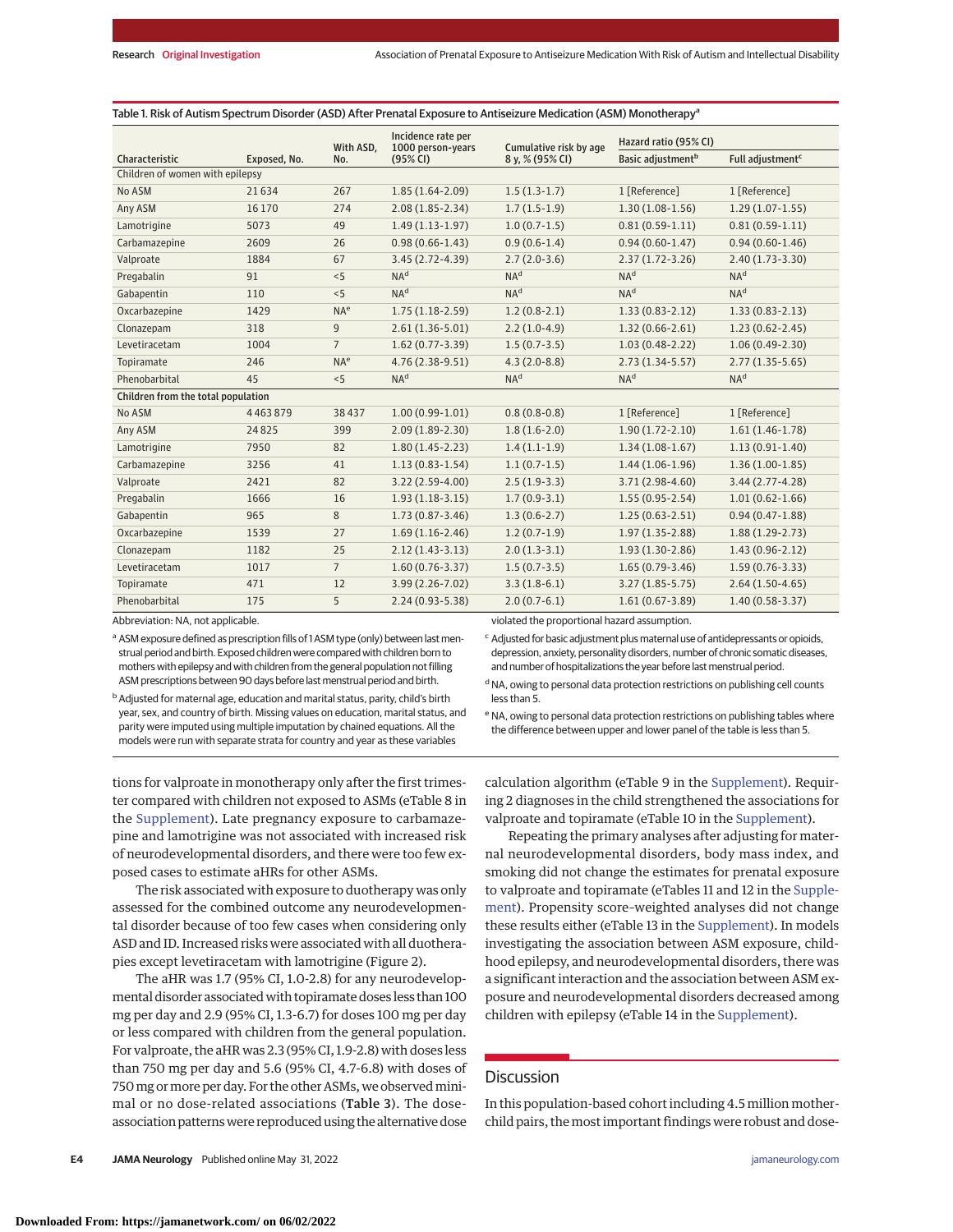Table 1. Risk of Autism Spectrum Disorder (ASD) After Prenatal Exposure to Antiseizure Medication (ASM) Monotherapy[a]

| Characteristic | Exposed, No. | With ASD, No. | Incidence rate per 1000 person-years (95% CI) | Cumulative risk by age 8 y, % (95% CI) | Hazard ratio (95% CI) | |
|---|---|---|---|---|---|---|
| | | | | | Basic adjustment[b] | Full adjustment[c] |
| **Children of women with epilepsy** | | | | | | |
| No ASM | 21 634 | 267 | 1.85 (1.64-2.09) | 1.5 (1.3-1.7) | 1 [Reference] | 1 [Reference] |
| Any ASM | 16 170 | 274 | 2.08 (1.85-2.34) | 1.7 (1.5-1.9) | 1.30 (1.08-1.56) | 1.29 (1.07-1.55) |
| Lamotrigine | 5073 | 49 | 1.49 (1.13-1.97) | 1.0 (0.7-1.5) | 0.81 (0.59-1.11) | 0.81 (0.59-1.11) |
| Carbamazepine | 2609 | 26 | 0.98 (0.66-1.43) | 0.9 (0.6-1.4) | 0.94 (0.60-1.47) | 0.94 (0.60-1.46) |
| Valproate | 1884 | 67 | 3.45 (2.72-4.39) | 2.7 (2.0-3.6) | 2.37 (1.72-3.26) | 2.40 (1.73-3.30) |
| Pregabalin | 91 | <5 | NA[d] | NA[d] | NA[d] | NA[d] |
| Gabapentin | 110 | <5 | NA[d] | NA[d] | NA[d] | NA[d] |
| Oxcarbazepine | 1429 | NA[e] | 1.75 (1.18-2.59) | 1.2 (0.8-2.1) | 1.33 (0.83-2.12) | 1.33 (0.83-2.13) |
| Clonazepam | 318 | 9 | 2.61 (1.36-5.01) | 2.2 (1.0-4.9) | 1.32 (0.66-2.61) | 1.23 (0.62-2.45) |
| Levetiracetam | 1004 | 7 | 1.62 (0.77-3.39) | 1.5 (0.7-3.5) | 1.03 (0.48-2.22) | 1.06 (0.49-2.30) |
| Topiramate | 246 | NA[e] | 4.76 (2.38-9.51) | 4.3 (2.0-8.8) | 2.73 (1.34-5.57) | 2.77 (1.35-5.65) |
| Phenobarbital | 45 | <5 | NA[d] | NA[d] | NA[d] | NA[d] |
| **Children from the total population** | | | | | | |
| No ASM | 4 463 879 | 38 437 | 1.00 (0.99-1.01) | 0.8 (0.8-0.8) | 1 [Reference] | 1 [Reference] |
| Any ASM | 24 825 | 399 | 2.09 (1.89-2.30) | 1.8 (1.6-2.0) | 1.90 (1.72-2.10) | 1.61 (1.46-1.78) |
| Lamotrigine | 7950 | 82 | 1.80 (1.45-2.23) | 1.4 (1.1-1.9) | 1.34 (1.08-1.67) | 1.13 (0.91-1.40) |
| Carbamazepine | 3256 | 41 | 1.13 (0.83-1.54) | 1.1 (0.7-1.5) | 1.44 (1.06-1.96) | 1.36 (1.00-1.85) |
| Valproate | 2421 | 82 | 3.22 (2.59-4.00) | 2.5 (1.9-3.3) | 3.71 (2.98-4.60) | 3.44 (2.77-4.28) |
| Pregabalin | 1666 | 16 | 1.93 (1.18-3.15) | 1.7 (0.9-3.1) | 1.55 (0.95-2.54) | 1.01 (0.62-1.66) |
| Gabapentin | 965 | 8 | 1.73 (0.87-3.46) | 1.3 (0.6-2.7) | 1.25 (0.63-2.51) | 0.94 (0.47-1.88) |
| Oxcarbazepine | 1539 | 27 | 1.69 (1.16-2.46) | 1.2 (0.7-1.9) | 1.97 (1.35-2.88) | 1.88 (1.29-2.73) |
| Clonazepam | 1182 | 25 | 2.12 (1.43-3.13) | 2.0 (1.3-3.1) | 1.93 (1.30-2.86) | 1.43 (0.96-2.12) |
| Levetiracetam | 1017 | 7 | 1.60 (0.76-3.37) | 1.5 (0.7-3.5) | 1.65 (0.79-3.46) | 1.59 (0.76-3.33) |
| Topiramate | 471 | 12 | 3.99 (2.26-7.02) | 3.3 (1.8-6.1) | 3.27 (1.85-5.75) | 2.64 (1.50-4.65) |
| Phenobarbital | 175 | 5 | 2.24 (0.93-5.38) | 2.0 (0.7-6.1) | 1.61 (0.67-3.89) | 1.40 (0.58-3.37) |

Abbreviation: NA, not applicable.

[a] ASM exposure defined as prescription fills of 1 ASM type (only) between last menstrual period and birth. Exposed children were compared with children born to mothers with epilepsy and with children from the general population not filling ASM prescriptions between 90 days before last menstrual period and birth.

[b] Adjusted for maternal age, education and marital status, parity, child's birth year, sex, and country of birth. Missing values on education, marital status, and parity were imputed using multiple imputation by chained equations. All the models were run with separate strata for country and year as these variables violated the proportional hazard assumption.

[c] Adjusted for basic adjustment plus maternal use of antidepressants or opioids, depression, anxiety, personality disorders, number of chronic somatic diseases, and number of hospitalizations the year before last menstrual period.

[d] NA, owing to personal data protection restrictions on publishing cell counts less than 5.

[e] NA, owing to personal data protection restrictions on publishing tables where the difference between upper and lower panel of the table is less than 5.

tions for valproate in monotherapy only after the first trimester compared with children not exposed to ASMs (eTable 8 in the Supplement). Late pregnancy exposure to carbamazepine and lamotrigine was not associated with increased risk of neurodevelopmental disorders, and there were too few exposed cases to estimate aHRs for other ASMs.

The risk associated with exposure to duotherapy was only assessed for the combined outcome any neurodevelopmental disorder because of too few cases when considering only ASD and ID. Increased risks were associated with all duotherapies except levetiracetam with lamotrigine (Figure 2).

The aHR was 1.7 (95% CI, 1.0-2.8) for any neurodevelopmental disorder associated with topiramate doses less than 100 mg per day and 2.9 (95% CI, 1.3-6.7) for doses 100 mg per day or less compared with children from the general population. For valproate, the aHR was 2.3 (95% CI, 1.9-2.8) with doses less than 750 mg per day and 5.6 (95% CI, 4.7-6.8) with doses of 750 mg or more per day. For the other ASMs, we observed minimal or no dose-related associations (**Table 3**). The dose-association patterns were reproduced using the alternative dose calculation algorithm (eTable 9 in the Supplement). Requiring 2 diagnoses in the child strengthened the associations for valproate and topiramate (eTable 10 in the Supplement).

Repeating the primary analyses after adjusting for maternal neurodevelopmental disorders, body mass index, and smoking did not change the estimates for prenatal exposure to valproate and topiramate (eTables 11 and 12 in the Supplement). Propensity score–weighted analyses did not change these results either (eTable 13 in the Supplement). In models investigating the association between ASM exposure, childhood epilepsy, and neurodevelopmental disorders, there was a significant interaction and the association between ASM exposure and neurodevelopmental disorders decreased among children with epilepsy (eTable 14 in the Supplement).

## Discussion

In this population-based cohort including 4.5 million mother-child pairs, the most important findings were robust and dose-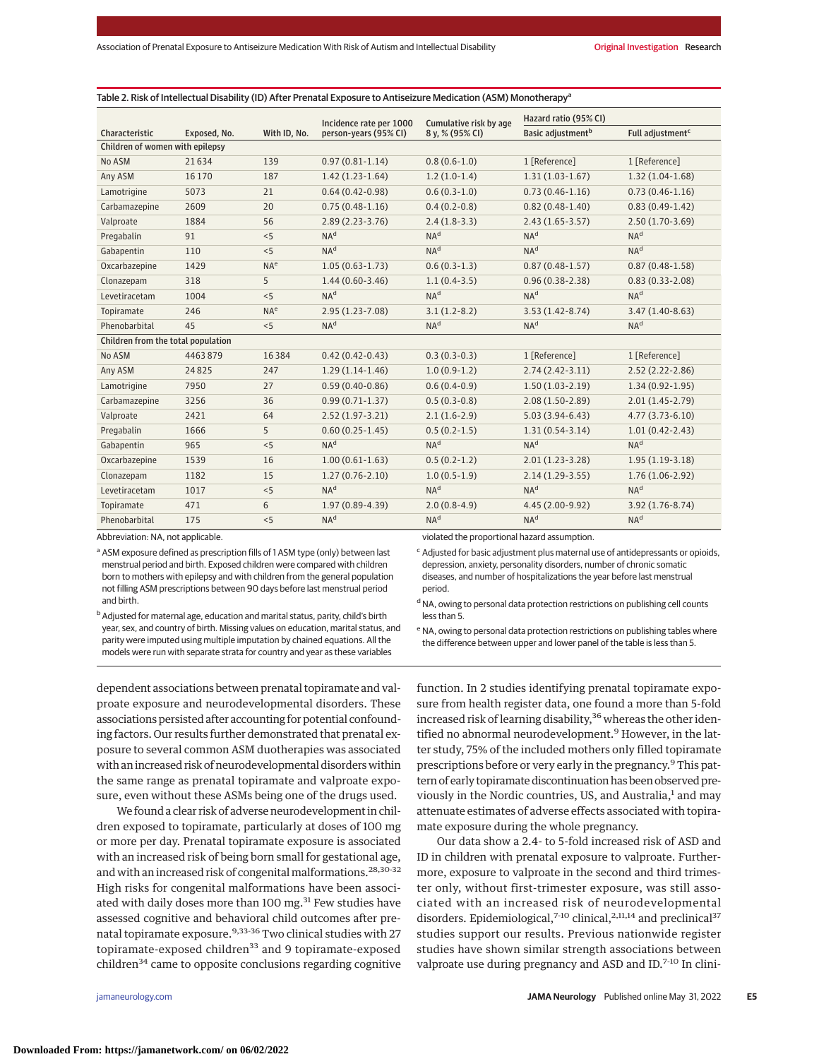Table 2. Risk of Intellectual Disability (ID) After Prenatal Exposure to Antiseizure Medication (ASM) Monotherapy[a]

| Characteristic | Exposed, No. | With ID, No. | Incidence rate per 1000 person-years (95% CI) | Cumulative risk by age 8 y, % (95% CI) | Hazard ratio (95% CI) | |
|---|---|---|---|---|---|---|
| | | | | | Basic adjustment[b] | Full adjustment[c] |
| **Children of women with epilepsy** | | | | | | |
| No ASM | 21 634 | 139 | 0.97 (0.81-1.14) | 0.8 (0.6-1.0) | 1 [Reference] | 1 [Reference] |
| Any ASM | 16 170 | 187 | 1.42 (1.23-1.64) | 1.2 (1.0-1.4) | 1.31 (1.03-1.67) | 1.32 (1.04-1.68) |
| Lamotrigine | 5073 | 21 | 0.64 (0.42-0.98) | 0.6 (0.3-1.0) | 0.73 (0.46-1.16) | 0.73 (0.46-1.16) |
| Carbamazepine | 2609 | 20 | 0.75 (0.48-1.16) | 0.4 (0.2-0.8) | 0.82 (0.48-1.40) | 0.83 (0.49-1.42) |
| Valproate | 1884 | 56 | 2.89 (2.23-3.76) | 2.4 (1.8-3.3) | 2.43 (1.65-3.57) | 2.50 (1.70-3.69) |
| Pregabalin | 91 | <5 | NA[d] | NA[d] | NA[d] | NA[d] |
| Gabapentin | 110 | <5 | NA[d] | NA[d] | NA[d] | NA[d] |
| Oxcarbazepine | 1429 | NA[e] | 1.05 (0.63-1.73) | 0.6 (0.3-1.3) | 0.87 (0.48-1.57) | 0.87 (0.48-1.58) |
| Clonazepam | 318 | 5 | 1.44 (0.60-3.46) | 1.1 (0.4-3.5) | 0.96 (0.38-2.38) | 0.83 (0.33-2.08) |
| Levetiracetam | 1004 | <5 | NA[d] | NA[d] | NA[d] | NA[d] |
| Topiramate | 246 | NA[e] | 2.95 (1.23-7.08) | 3.1 (1.2-8.2) | 3.53 (1.42-8.74) | 3.47 (1.40-8.63) |
| Phenobarbital | 45 | <5 | NA[d] | NA[d] | NA[d] | NA[d] |
| **Children from the total population** | | | | | | |
| No ASM | 4 463 879 | 16 384 | 0.42 (0.42-0.43) | 0.3 (0.3-0.3) | 1 [Reference] | 1 [Reference] |
| Any ASM | 24 825 | 247 | 1.29 (1.14-1.46) | 1.0 (0.9-1.2) | 2.74 (2.42-3.11) | 2.52 (2.22-2.86) |
| Lamotrigine | 7950 | 27 | 0.59 (0.40-0.86) | 0.6 (0.4-0.9) | 1.50 (1.03-2.19) | 1.34 (0.92-1.95) |
| Carbamazepine | 3256 | 36 | 0.99 (0.71-1.37) | 0.5 (0.3-0.8) | 2.08 (1.50-2.89) | 2.01 (1.45-2.79) |
| Valproate | 2421 | 64 | 2.52 (1.97-3.21) | 2.1 (1.6-2.9) | 5.03 (3.94-6.43) | 4.77 (3.73-6.10) |
| Pregabalin | 1666 | 5 | 0.60 (0.25-1.45) | 0.5 (0.2-1.5) | 1.31 (0.54-3.14) | 1.01 (0.42-2.43) |
| Gabapentin | 965 | <5 | NA[d] | NA[d] | NA[d] | NA[d] |
| Oxcarbazepine | 1539 | 16 | 1.00 (0.61-1.63) | 0.5 (0.2-1.2) | 2.01 (1.23-3.28) | 1.95 (1.19-3.18) |
| Clonazepam | 1182 | 15 | 1.27 (0.76-2.10) | 1.0 (0.5-1.9) | 2.14 (1.29-3.55) | 1.76 (1.06-2.92) |
| Levetiracetam | 1017 | <5 | NA[d] | NA[d] | NA[d] | NA[d] |
| Topiramate | 471 | 6 | 1.97 (0.89-4.39) | 2.0 (0.8-4.9) | 4.45 (2.00-9.92) | 3.92 (1.76-8.74) |
| Phenobarbital | 175 | <5 | NA[d] | NA[d] | NA[d] | NA[d] |

Abbreviation: NA, not applicable.

[a] ASM exposure defined as prescription fills of 1 ASM type (only) between last menstrual period and birth. Exposed children were compared with children born to mothers with epilepsy and with children from the general population not filling ASM prescriptions between 90 days before last menstrual period and birth.

[b] Adjusted for maternal age, education and marital status, parity, child's birth year, sex, and country of birth. Missing values on education, marital status, and parity were imputed using multiple imputation by chained equations. All the models were run with separate strata for country and year as these variables violated the proportional hazard assumption.

[c] Adjusted for basic adjustment plus maternal use of antidepressants or opioids, depression, anxiety, personality disorders, number of chronic somatic diseases, and number of hospitalizations the year before last menstrual period.

[d] NA, owing to personal data protection restrictions on publishing cell counts less than 5.

[e] NA, owing to personal data protection restrictions on publishing tables where the difference between upper and lower panel of the table is less than 5.

dependent associations between prenatal topiramate and valproate exposure and neurodevelopmental disorders. These associations persisted after accounting for potential confounding factors. Our results further demonstrated that prenatal exposure to several common ASM duotherapies was associated with an increased risk of neurodevelopmental disorders within the same range as prenatal topiramate and valproate exposure, even without these ASMs being one of the drugs used.

We found a clear risk of adverse neurodevelopment in children exposed to topiramate, particularly at doses of 100 mg or more per day. Prenatal topiramate exposure is associated with an increased risk of being born small for gestational age, and with an increased risk of congenital malformations.[28,30-32] High risks for congenital malformations have been associated with daily doses more than 100 mg.[31] Few studies have assessed cognitive and behavioral child outcomes after prenatal topiramate exposure.[9,33-36] Two clinical studies with 27 topiramate-exposed children[33] and 9 topiramate-exposed children[34] came to opposite conclusions regarding cognitive function. In 2 studies identifying prenatal topiramate exposure from health register data, one found a more than 5-fold increased risk of learning disability,[36] whereas the other identified no abnormal neurodevelopment.[9] However, in the latter study, 75% of the included mothers only filled topiramate prescriptions before or very early in the pregnancy.[9] This pattern of early topiramate discontinuation has been observed previously in the Nordic countries, US, and Australia,[1] and may attenuate estimates of adverse effects associated with topiramate exposure during the whole pregnancy.

Our data show a 2.4- to 5-fold increased risk of ASD and ID in children with prenatal exposure to valproate. Furthermore, exposure to valproate in the second and third trimester only, without first-trimester exposure, was still associated with an increased risk of neurodevelopmental disorders. Epidemiological,[7-10] clinical,[2,11,14] and preclinical[37] studies support our results. Previous nationwide register studies have shown similar strength associations between valproate use during pregnancy and ASD and ID.[7-10] In clini-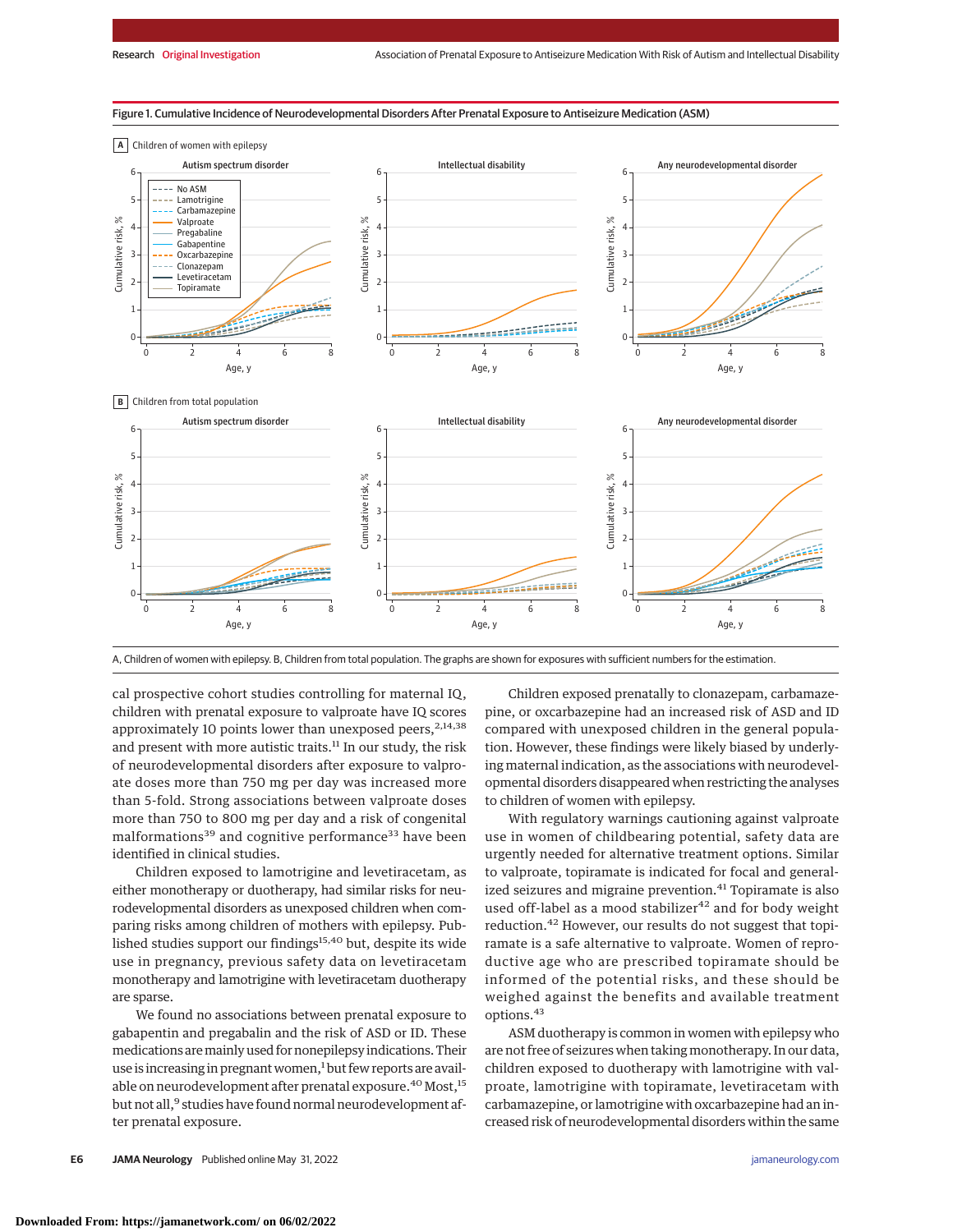Figure 1. Cumulative Incidence of Neurodevelopmental Disorders After Prenatal Exposure to Antiseizure Medication (ASM)

A, Children of women with epilepsy. B, Children from total population. The graphs are shown for exposures with sufficient numbers for the estimation.

cal prospective cohort studies controlling for maternal IQ, children with prenatal exposure to valproate have IQ scores approximately 10 points lower than unexposed peers,[2,14,38] and present with more autistic traits.[11] In our study, the risk of neurodevelopmental disorders after exposure to valproate doses more than 750 mg per day was increased more than 5-fold. Strong associations between valproate doses more than 750 to 800 mg per day and a risk of congenital malformations[39] and cognitive performance[33] have been identified in clinical studies.

Children exposed to lamotrigine and levetiracetam, as either monotherapy or duotherapy, had similar risks for neurodevelopmental disorders as unexposed children when comparing risks among children of mothers with epilepsy. Published studies support our findings[15,40] but, despite its wide use in pregnancy, previous safety data on levetiracetam monotherapy and lamotrigine with levetiracetam duotherapy are sparse.

We found no associations between prenatal exposure to gabapentin and pregabalin and the risk of ASD or ID. These medications are mainly used for nonepilepsy indications. Their use is increasing in pregnant women,[1] but few reports are available on neurodevelopment after prenatal exposure.[40] Most,[15] but not all,[9] studies have found normal neurodevelopment after prenatal exposure.

Children exposed prenatally to clonazepam, carbamazepine, or oxcarbazepine had an increased risk of ASD and ID compared with unexposed children in the general population. However, these findings were likely biased by underlying maternal indication, as the associations with neurodevelopmental disorders disappeared when restricting the analyses to children of women with epilepsy.

With regulatory warnings cautioning against valproate use in women of childbearing potential, safety data are urgently needed for alternative treatment options. Similar to valproate, topiramate is indicated for focal and generalized seizures and migraine prevention.[41] Topiramate is also used off-label as a mood stabilizer[42] and for body weight reduction.[42] However, our results do not suggest that topiramate is a safe alternative to valproate. Women of reproductive age who are prescribed topiramate should be informed of the potential risks, and these should be weighed against the benefits and available treatment options.[43]

ASM duotherapy is common in women with epilepsy who are not free of seizures when taking monotherapy. In our data, children exposed to duotherapy with lamotrigine with valproate, lamotrigine with topiramate, levetiracetam with carbamazepine, or lamotrigine with oxcarbazepine had an increased risk of neurodevelopmental disorders within the same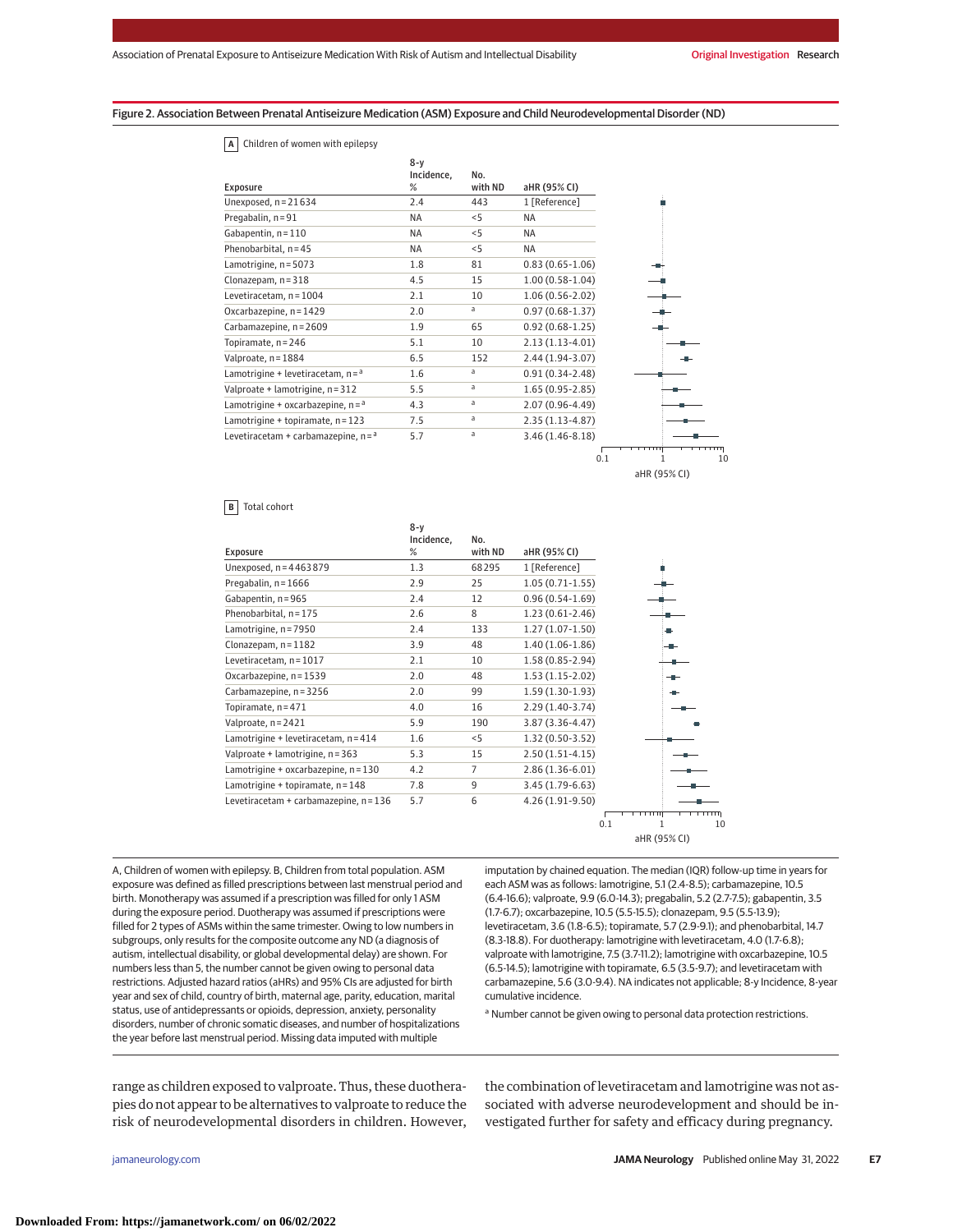Figure 2. Association Between Prenatal Antiseizure Medication (ASM) Exposure and Child Neurodevelopmental Disorder (ND)

**A** Children of women with epilepsy

| Exposure | 8-y Incidence, % | No. with ND | aHR (95% CI) |
|---|---|---|---|
| Unexposed, n = 21 634 | 2.4 | 443 | 1 [Reference] |
| Pregabalin, n = 91 | NA | <5 | NA |
| Gabapentin, n = 110 | NA | <5 | NA |
| Phenobarbital, n = 45 | NA | <5 | NA |
| Lamotrigine, n = 5073 | 1.8 | 81 | 0.83 (0.65-1.06) |
| Clonazepam, n = 318 | 4.5 | 15 | 1.00 (0.58-1.04) |
| Levetiracetam, n = 1004 | 2.1 | 10 | 1.06 (0.56-2.02) |
| Oxcarbazepine, n = 1429 | 2.0 | [a] | 0.97 (0.68-1.37) |
| Carbamazepine, n = 2609 | 1.9 | 65 | 0.92 (0.68-1.25) |
| Topiramate, n = 246 | 5.1 | 10 | 2.13 (1.13-4.01) |
| Valproate, n = 1884 | 6.5 | 152 | 2.44 (1.94-3.07) |
| Lamotrigine + levetiracetam, n = [a] | 1.6 | [a] | 0.91 (0.34-2.48) |
| Valproate + lamotrigine, n = 312 | 5.5 | [a] | 1.65 (0.95-2.85) |
| Lamotrigine + oxcarbazepine, n = [a] | 4.3 | [a] | 2.07 (0.96-4.49) |
| Lamotrigine + topiramate, n = 123 | 7.5 | [a] | 2.35 (1.13-4.87) |
| Levetiracetam + carbamazepine, n = [a] | 5.7 | [a] | 3.46 (1.46-8.18) |

**B** Total cohort

| Exposure | 8-y Incidence, % | No. with ND | aHR (95% CI) |
|---|---|---|---|
| Unexposed, n = 4 463 879 | 1.3 | 68 295 | 1 [Reference] |
| Pregabalin, n = 1666 | 2.9 | 25 | 1.05 (0.71-1.55) |
| Gabapentin, n = 965 | 2.4 | 12 | 0.96 (0.54-1.69) |
| Phenobarbital, n = 175 | 2.6 | 8 | 1.23 (0.61-2.46) |
| Lamotrigine, n = 7950 | 2.4 | 133 | 1.27 (1.07-1.50) |
| Clonazepam, n = 1182 | 3.9 | 48 | 1.40 (1.06-1.86) |
| Levetiracetam, n = 1017 | 2.1 | 10 | 1.58 (0.85-2.94) |
| Oxcarbazepine, n = 1539 | 2.0 | 48 | 1.53 (1.15-2.02) |
| Carbamazepine, n = 3256 | 2.0 | 99 | 1.59 (1.30-1.93) |
| Topiramate, n = 471 | 4.0 | 16 | 2.29 (1.40-3.74) |
| Valproate, n = 2421 | 5.9 | 190 | 3.87 (3.36-4.47) |
| Lamotrigine + levetiracetam, n = 414 | 1.6 | <5 | 1.32 (0.50-3.52) |
| Valproate + lamotrigine, n = 363 | 5.3 | 15 | 2.50 (1.51-4.15) |
| Lamotrigine + oxcarbazepine, n = 130 | 4.2 | 7 | 2.86 (1.36-6.01) |
| Lamotrigine + topiramate, n = 148 | 7.8 | 9 | 3.45 (1.79-6.63) |
| Levetiracetam + carbamazepine, n = 136 | 5.7 | 6 | 4.26 (1.91-9.50) |

A, Children of women with epilepsy. B, Children from total population. ASM exposure was defined as filled prescriptions between last menstrual period and birth. Monotherapy was assumed if a prescription was filled for only 1 ASM during the exposure period. Duotherapy was assumed if prescriptions were filled for 2 types of ASMs within the same trimester. Owing to low numbers in subgroups, only results for the composite outcome any ND (a diagnosis of autism, intellectual disability, or global developmental delay) are shown. For numbers less than 5, the number cannot be given owing to personal data restrictions. Adjusted hazard ratios (aHRs) and 95% CIs are adjusted for birth year and sex of child, country of birth, maternal age, parity, education, marital status, use of antidepressants or opioids, depression, anxiety, personality disorders, number of chronic somatic diseases, and number of hospitalizations the year before last menstrual period. Missing data imputed with multiple imputation by chained equation. The median (IQR) follow-up time in years for each ASM was as follows: lamotrigine, 5.1 (2.4-8.5); carbamazepine, 10.5 (6.4-16.6); valproate, 9.9 (6.0-14.3); pregabalin, 5.2 (2.7-7.5); gabapentin, 3.5 (1.7-6.7); oxcarbazepine, 10.5 (5.5-15.5); clonazepam, 9.5 (5.5-13.9); levetiracetam, 3.6 (1.8-6.5); topiramate, 5.7 (2.9-9.1); and phenobarbital, 14.7 (8.3-18.8). For duotherapy: lamotrigine with levetiracetam, 4.0 (1.7-6.8); valproate with lamotrigine, 7.5 (3.7-11.2); lamotrigine with oxcarbazepine, 10.5 (6.5-14.5); lamotrigine with topiramate, 6.5 (3.5-9.7); and levetiracetam with carbamazepine, 5.6 (3.0-9.4). NA indicates not applicable; 8-y Incidence, 8-year cumulative incidence.

[a] Number cannot be given owing to personal data protection restrictions.

range as children exposed to valproate. Thus, these duotherapies do not appear to be alternatives to valproate to reduce the risk of neurodevelopmental disorders in children. However, the combination of levetiracetam and lamotrigine was not associated with adverse neurodevelopment and should be investigated further for safety and efficacy during pregnancy.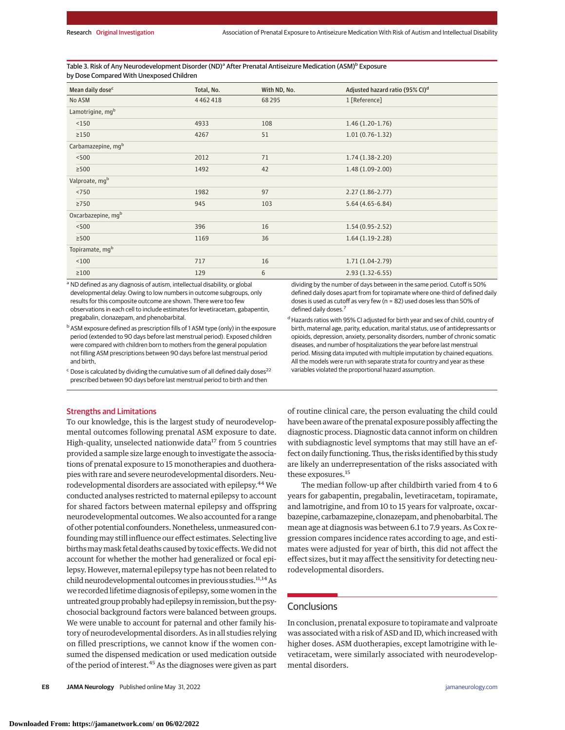Table 3. Risk of Any Neurodevelopment Disorder (ND)[a] After Prenatal Antiseizure Medication (ASM)[b] Exposure by Dose Compared With Unexposed Children

| Mean daily dose[c] | Total, No. | With ND, No. | Adjusted hazard ratio (95% CI)[d] |
|---|---|---|---|
| No ASM | 4 462 418 | 68 295 | 1 [Reference] |
| Lamotrigine, mg[b] | | | |
| <150 | 4933 | 108 | 1.46 (1.20-1.76) |
| ≥150 | 4267 | 51 | 1.01 (0.76-1.32) |
| Carbamazepine, mg[b] | | | |
| <500 | 2012 | 71 | 1.74 (1.38-2.20) |
| ≥500 | 1492 | 42 | 1.48 (1.09-2.00) |
| Valproate, mg[b] | | | |
| <750 | 1982 | 97 | 2.27 (1.86-2.77) |
| ≥750 | 945 | 103 | 5.64 (4.65-6.84) |
| Oxcarbazepine, mg[b] | | | |
| <500 | 396 | 16 | 1.54 (0.95-2.52) |
| ≥500 | 1169 | 36 | 1.64 (1.19-2.28) |
| Topiramate, mg[b] | | | |
| <100 | 717 | 16 | 1.71 (1.04-2.79) |
| ≥100 | 129 | 6 | 2.93 (1.32-6.55) |

[a] ND defined as any diagnosis of autism, intellectual disability, or global developmental delay. Owing to low numbers in outcome subgroups, only results for this composite outcome are shown. There were too few observations in each cell to include estimates for levetiracetam, gabapentin, pregabalin, clonazepam, and phenobarbital.

[b] ASM exposure defined as prescription fills of 1 ASM type (only) in the exposure period (extended to 90 days before last menstrual period). Exposed children were compared with children born to mothers from the general population not filling ASM prescriptions between 90 days before last menstrual period and birth.

[c] Dose is calculated by dividing the cumulative sum of all defined daily doses[22] prescribed between 90 days before last menstrual period to birth and then dividing by the number of days between in the same period. Cutoff is 50% defined daily doses apart from for topiramate where one-third of defined daily doses is used as cutoff as very few (n = 82) used doses less than 50% of defined daily doses.[7]

[d] Hazards ratios with 95% CI adjusted for birth year and sex of child, country of birth, maternal age, parity, education, marital status, use of antidepressants or opioids, depression, anxiety, personality disorders, number of chronic somatic diseases, and number of hospitalizations the year before last menstrual period. Missing data imputed with multiple imputation by chained equations. All the models were run with separate strata for country and year as these variables violated the proportional hazard assumption.

## Strengths and Limitations

To our knowledge, this is the largest study of neurodevelopmental outcomes following prenatal ASM exposure to date. High-quality, unselected nationwide data[17] from 5 countries provided a sample size large enough to investigate the associations of prenatal exposure to 15 monotherapies and duotherapies with rare and severe neurodevelopmental disorders. Neurodevelopmental disorders are associated with epilepsy.[44] We conducted analyses restricted to maternal epilepsy to account for shared factors between maternal epilepsy and offspring neurodevelopmental outcomes. We also accounted for a range of other potential confounders. Nonetheless, unmeasured confounding may still influence our effect estimates. Selecting live births may mask fetal deaths caused by toxic effects. We did not account for whether the mother had generalized or focal epilepsy. However, maternal epilepsy type has not been related to child neurodevelopmental outcomes in previous studies.[11,14] As we recorded lifetime diagnosis of epilepsy, some women in the untreated group probably had epilepsy in remission, but the psychosocial background factors were balanced between groups. We were unable to account for paternal and other family history of neurodevelopmental disorders. As in all studies relying on filled prescriptions, we cannot know if the women consumed the dispensed medication or used medication outside of the period of interest.[45] As the diagnoses were given as part of routine clinical care, the person evaluating the child could have been aware of the prenatal exposure possibly affecting the diagnostic process. Diagnostic data cannot inform on children with subdiagnostic level symptoms that may still have an effect on daily functioning. Thus, the risks identified by this study are likely an underrepresentation of the risks associated with these exposures.[15]

The median follow-up after childbirth varied from 4 to 6 years for gabapentin, pregabalin, levetiracetam, topiramate, and lamotrigine, and from 10 to 15 years for valproate, oxcarbazepine, carbamazepine, clonazepam, and phenobarbital. The mean age at diagnosis was between 6.1 to 7.9 years. As Cox regression compares incidence rates according to age, and estimates were adjusted for year of birth, this did not affect the effect sizes, but it may affect the sensitivity for detecting neurodevelopmental disorders.

## Conclusions

In conclusion, prenatal exposure to topiramate and valproate was associated with a risk of ASD and ID, which increased with higher doses. ASM duotherapies, except lamotrigine with levetiracetam, were similarly associated with neurodevelopmental disorders.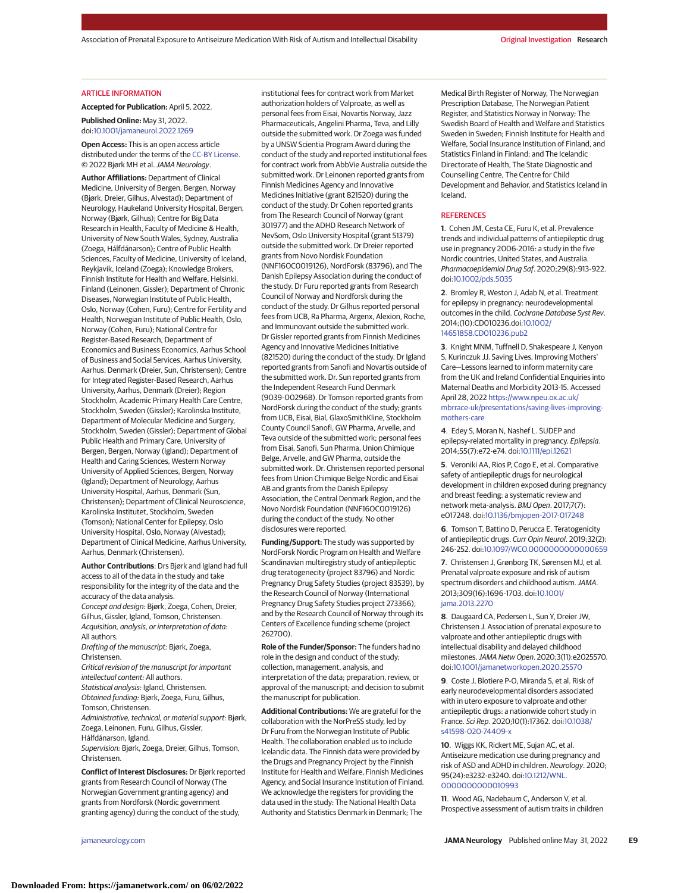## ARTICLE INFORMATION

**Accepted for Publication:** April 5, 2022.

**Published Online:** May 31, 2022. doi:10.1001/jamaneurol.2022.1269

**Open Access:** This is an open access article distributed under the terms of the CC-BY License. © 2022 Bjørk MH et al. *JAMA Neurology*.

**Author Affiliations:** Department of Clinical Medicine, University of Bergen, Bergen, Norway (Bjørk, Dreier, Gilhus, Alvestad); Department of Neurology, Haukeland University Hospital, Bergen, Norway (Bjørk, Gilhus); Centre for Big Data Research in Health, Faculty of Medicine & Health, University of New South Wales, Sydney, Australia (Zoega, Hálfdánarson); Centre of Public Health Sciences, Faculty of Medicine, University of Iceland, Reykjavik, Iceland (Zoega); Knowledge Brokers, Finnish Institute for Health and Welfare, Helsinki, Finland (Leinonen, Gissler); Department of Chronic Diseases, Norwegian Institute of Public Health, Oslo, Norway (Cohen, Furu); Centre for Fertility and Health, Norwegian Institute of Public Health, Oslo, Norway (Cohen, Furu); National Centre for Register-Based Research, Department of Economics and Business Economics, Aarhus School of Business and Social Services, Aarhus University, Aarhus, Denmark (Dreier, Sun, Christensen); Centre for Integrated Register-Based Research, Aarhus University, Aarhus, Denmark (Dreier); Region Stockholm, Academic Primary Health Care Centre, Stockholm, Sweden (Gissler); Karolinska Institute, Department of Molecular Medicine and Surgery, Stockholm, Sweden (Gissler); Department of Global Public Health and Primary Care, University of Bergen, Bergen, Norway (Igland); Department of Health and Caring Sciences, Western Norway University of Applied Sciences, Bergen, Norway (Igland); Department of Neurology, Aarhus University Hospital, Aarhus, Denmark (Sun, Christensen); Department of Clinical Neuroscience, Karolinska Institutet, Stockholm, Sweden (Tomson); National Center for Epilepsy, Oslo University Hospital, Oslo, Norway (Alvestad); Department of Clinical Medicine, Aarhus University, Aarhus, Denmark (Christensen).

**Author Contributions**: Drs Bjørk and Igland had full access to all of the data in the study and take responsibility for the integrity of the data and the accuracy of the data analysis.
*Concept and design:* Bjørk, Zoega, Cohen, Dreier, Gilhus, Gissler, Igland, Tomson, Christensen.
*Acquisition, analysis, or interpretation of data:* All authors.
*Drafting of the manuscript:* Bjørk, Zoega, Christensen.
*Critical revision of the manuscript for important intellectual content:* All authors.
*Statistical analysis:* Igland, Christensen.
*Obtained funding:* Bjørk, Zoega, Furu, Gilhus, Tomson, Christensen.
*Administrative, technical, or material support:* Bjørk, Zoega, Leinonen, Furu, Gilhus, Gissler, Hálfdánarson, Igland.
*Supervision:* Bjørk, Zoega, Dreier, Gilhus, Tomson, Christensen.

**Conflict of Interest Disclosures:** Dr Bjørk reported grants from Research Council of Norway (The Norwegian Government granting agency) and grants from Nordforsk (Nordic government granting agency) during the conduct of the study, institutional fees for contract work from Market authorization holders of Valproate, as well as personal fees from Eisai, Novartis Norway, Jazz Pharmaceuticals, Angelini Pharma, Teva, and Lilly outside the submitted work. Dr Zoega was funded by a UNSW Scientia Program Award during the conduct of the study and reported institutional fees for contract work from AbbVie Australia outside the submitted work. Dr Leinonen reported grants from Finnish Medicines Agency and Innovative Medicines Initiative (grant 821520) during the conduct of the study. Dr Cohen reported grants from The Research Council of Norway (grant 301977) and the ADHD Research Network of NevSom, Oslo University Hospital (grant 51379) outside the submitted work. Dr Dreier reported grants from Novo Nordisk Foundation (NNF16OC0019126), NordForsk (83796), and The Danish Epilepsy Association during the conduct of the study. Dr Furu reported grants from Research Council of Norway and Nordforsk during the conduct of the study. Dr Gilhus reported personal fees from UCB, Ra Pharma, Argenx, Alexion, Roche, and Immunovant outside the submitted work. Dr Gissler reported grants from Finnish Medicines Agency and Innovative Medicines Initiative (821520) during the conduct of the study. Dr Igland reported grants from Sanofi and Novartis outside of the submitted work. Dr. Sun reported grants from the Independent Research Fund Denmark (9039-00296B). Dr Tomson reported grants from NordForsk during the conduct of the study; grants from UCB, Eisai, Bial, GlaxoSmithKline, Stockholm County Council Sanofi, GW Pharma, Arvelle, and Teva outside of the submitted work; personal fees from Eisai, Sanofi, Sun Pharma, Union Chimique Belge, Arvelle, and GW Pharma, outside the submitted work. Dr. Christensen reported personal fees from Union Chimique Belge Nordic and Eisai AB and grants from the Danish Epilepsy Association, the Central Denmark Region, and the Novo Nordisk Foundation (NNF16OC0019126) during the conduct of the study. No other disclosures were reported.

**Funding/Support:** The study was supported by NordForsk Nordic Program on Health and Welfare Scandinavian multiregistry study of antiepileptic drug teratogenicity (project 83796) and Nordic Pregnancy Drug Safety Studies (project 83539), by the Research Council of Norway (International Pregnancy Drug Safety Studies project 273366), and by the Research Council of Norway through its Centers of Excellence funding scheme (project 262700).

**Role of the Funder/Sponsor:** The funders had no role in the design and conduct of the study; collection, management, analysis, and interpretation of the data; preparation, review, or approval of the manuscript; and decision to submit the manuscript for publication.

**Additional Contributions:** We are grateful for the collaboration with the NorPreSS study, led by Dr Furu from the Norwegian Institute of Public Health. The collaboration enabled us to include Icelandic data. The Finnish data were provided by the Drugs and Pregnancy Project by the Finnish Institute for Health and Welfare, Finnish Medicines Agency, and Social Insurance Institution of Finland. We acknowledge the registers for providing the data used in the study: The National Health Data Authority and Statistics Denmark in Denmark; The Medical Birth Register of Norway, The Norwegian Prescription Database, The Norwegian Patient Register, and Statistics Norway in Norway; The Swedish Board of Health and Welfare and Statistics Sweden in Sweden; Finnish Institute for Health and Welfare, Social Insurance Institution of Finland, and Statistics Finland in Finland; and The Icelandic Directorate of Health, The State Diagnostic and Counselling Centre, The Centre for Child Development and Behavior, and Statistics Iceland in Iceland.

## REFERENCES

1. Cohen JM, Cesta CE, Furu K, et al. Prevalence trends and individual patterns of antiepileptic drug use in pregnancy 2006-2016: a study in the five Nordic countries, United States, and Australia. *Pharmacoepidemiol Drug Saf*. 2020;29(8):913-922. doi:10.1002/pds.5035

2. Bromley R, Weston J, Adab N, et al. Treatment for epilepsy in pregnancy: neurodevelopmental outcomes in the child. *Cochrane Database Syst Rev*. 2014;(10):CD010236.doi:10.1002/14651858.CD010236.pub2

3. Knight MNM, Tuffnell D, Shakespeare J, Kenyon S, Kurinczuk JJ. Saving Lives, Improving Mothers' Care—Lessons learned to inform maternity care from the UK and Ireland Confidential Enquiries into Maternal Deaths and Morbidity 2013-15. Accessed April 28, 2022 https://www.npeu.ox.ac.uk/mbrrace-uk/presentations/saving-lives-improving-mothers-care

4. Edey S, Moran N, Nashef L. SUDEP and epilepsy-related mortality in pregnancy. *Epilepsia*. 2014;55(7):e72-e74. doi:10.1111/epi.12621

5. Veroniki AA, Rios P, Cogo E, et al. Comparative safety of antiepileptic drugs for neurological development in children exposed during pregnancy and breast feeding: a systematic review and network meta-analysis. *BMJ Open*. 2017;7(7):e017248. doi:10.1136/bmjopen-2017-017248

6. Tomson T, Battino D, Perucca E. Teratogenicity of antiepileptic drugs. *Curr Opin Neurol*. 2019;32(2):246-252. doi:10.1097/WCO.0000000000000659

7. Christensen J, Grønborg TK, Sørensen MJ, et al. Prenatal valproate exposure and risk of autism spectrum disorders and childhood autism. *JAMA*. 2013;309(16):1696-1703. doi:10.1001/jama.2013.2270

8. Daugaard CA, Pedersen L, Sun Y, Dreier JW, Christensen J. Association of prenatal exposure to valproate and other antiepileptic drugs with intellectual disability and delayed childhood milestones. *JAMA Netw Open*. 2020;3(11):e2025570. doi:10.1001/jamanetworkopen.2020.25570

9. Coste J, Blotiere P-O, Miranda S, et al. Risk of early neurodevelopmental disorders associated with in utero exposure to valproate and other antiepileptic drugs: a nationwide cohort study in France. *Sci Rep*. 2020;10(1):17362. doi:10.1038/s41598-020-74409-x

10. Wiggs KK, Rickert ME, Sujan AC, et al. Antiseizure medication use during pregnancy and risk of ASD and ADHD in children. *Neurology*. 2020;95(24):e3232-e3240. doi:10.1212/WNL.0000000000010993

11. Wood AG, Nadebaum C, Anderson V, et al. Prospective assessment of autism traits in children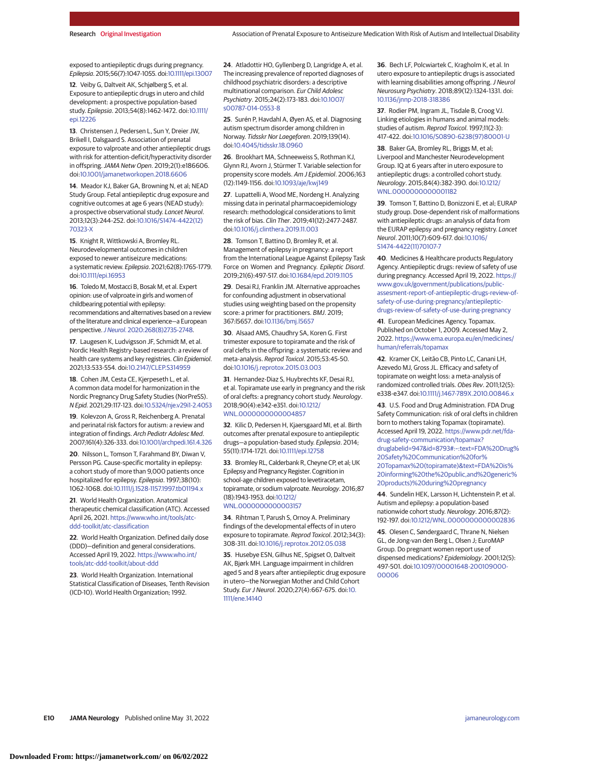exposed to antiepileptic drugs during pregnancy. *Epilepsia*. 2015;56(7):1047-1055. doi:10.1111/epi.13007

**12**. Veiby G, Daltveit AK, Schjølberg S, et al. Exposure to antiepileptic drugs in utero and child development: a prospective population-based study. *Epilepsia*. 2013;54(8):1462-1472. doi:10.1111/epi.12226

**13**. Christensen J, Pedersen L, Sun Y, Dreier JW, Brikell I, Dalsgaard S. Association of prenatal exposure to valproate and other antiepileptic drugs with risk for attention-deficit/hyperactivity disorder in offspring. *JAMA Netw Open*. 2019;2(1):e186606. doi:10.1001/jamanetworkopen.2018.6606

**14**. Meador KJ, Baker GA, Browning N, et al; NEAD Study Group. Fetal antiepileptic drug exposure and cognitive outcomes at age 6 years (NEAD study): a prospective observational study. *Lancet Neurol*. 2013;12(3):244-252. doi:10.1016/S1474-4422(12)70323-X

**15**. Knight R, Wittkowski A, Bromley RL. Neurodevelopmental outcomes in children exposed to newer antiseizure medications: a systematic review. *Epilepsia*. 2021;62(8):1765-1779. doi:10.1111/epi.16953

**16**. Toledo M, Mostacci B, Bosak M, et al. Expert opinion: use of valproate in girls and women of childbearing potential with epilepsy: recommendations and alternatives based on a review of the literature and clinical experience—a European perspective. *J Neurol*. 2020:268(8)2735-2748.

**17**. Laugesen K, Ludvigsson JF, Schmidt M, et al. Nordic Health Registry-based research: a review of health care systems and key registries. *Clin Epidemiol*. 2021;13:533-554. doi:10.2147/CLEP.S314959

**18**. Cohen JM, Cesta CE, Kjerpeseth L, et al. A common data model for harmonization in the Nordic Pregnancy Drug Safety Studies (NorPreSS). *N Epid*. 2021;29:117-123. doi:10.5324/nje.v29i1-2.4053

**19**. Kolevzon A, Gross R, Reichenberg A. Prenatal and perinatal risk factors for autism: a review and integration of findings. *Arch Pediatr Adolesc Med*. 2007;161(4):326-333. doi:10.1001/archpedi.161.4.326

**20**. Nilsson L, Tomson T, Farahmand BY, Diwan V, Persson PG. Cause-specific mortality in epilepsy: a cohort study of more than 9,000 patients once hospitalized for epilepsy. *Epilepsia*. 1997;38(10):1062-1068. doi:10.1111/j.1528-1157.1997.tb01194.x

**21**. World Health Organization. Anatomical therapeutic chemical classification (ATC). Accessed April 26, 2021. https://www.who.int/tools/atc-ddd-toolkit/atc-classification

**22**. World Health Organization. Defined daily dose (DDD)—definition and general considerations. Accessed April 19, 2022. https://www.who.int/tools/atc-ddd-toolkit/about-ddd

**23**. World Health Organization. International Statistical Classification of Diseases, Tenth Revision (ICD-10). World Health Organization; 1992.

**24**. Atladottir HO, Gyllenberg D, Langridge A, et al. The increasing prevalence of reported diagnoses of childhood psychiatric disorders: a descriptive multinational comparison. *Eur Child Adolesc Psychiatry*. 2015;24(2):173-183. doi:10.1007/s00787-014-0553-8

**25**. Surén P, Havdahl A, Øyen AS, et al. Diagnosing autism spectrum disorder among children in Norway. *Tidsskr Nor Laegeforen*. 2019;139(14). doi:10.4045/tidsskr.18.0960

**26**. Brookhart MA, Schneeweiss S, Rothman KJ, Glynn RJ, Avorn J, Stürmer T. Variable selection for propensity score models. *Am J Epidemiol*. 2006;163(12):1149-1156. doi:10.1093/aje/kwj149

**27**. Lupattelli A, Wood ME, Nordeng H. Analyzing missing data in perinatal pharmacoepidemiology research: methodological considerations to limit the risk of bias. *Clin Ther*. 2019;41(12):2477-2487. doi:10.1016/j.clinthera.2019.11.003

**28**. Tomson T, Battino D, Bromley R, et al. Management of epilepsy in pregnancy: a report from the International League Against Epilepsy Task Force on Women and Pregnancy. *Epileptic Disord*. 2019;21(6):497-517. doi:10.1684/epd.2019.1105

**29**. Desai RJ, Franklin JM. Alternative approaches for confounding adjustment in observational studies using weighting based on the propensity score: a primer for practitioners. *BMJ*. 2019;367:l5657. doi:10.1136/bmj.l5657

**30**. Alsaad AMS, Chaudhry SA, Koren G. First trimester exposure to topiramate and the risk of oral clefts in the offspring: a systematic review and meta-analysis. *Reprod Toxicol*. 2015;53:45-50. doi:10.1016/j.reprotox.2015.03.003

**31**. Hernandez-Diaz S, Huybrechts KF, Desai RJ, et al. Topiramate use early in pregnancy and the risk of oral clefts: a pregnancy cohort study. *Neurology*. 2018;90(4):e342-e351. doi:10.1212/WNL.0000000000004857

**32**. Kilic D, Pedersen H, Kjaersgaard MI, et al. Birth outcomes after prenatal exposure to antiepileptic drugs—a population-based study. *Epilepsia*. 2014;55(11):1714-1721. doi:10.1111/epi.12758

**33**. Bromley RL, Calderbank R, Cheyne CP, et al; UK Epilepsy and Pregnancy Register. Cognition in school-age children exposed to levetiracetam, topiramate, or sodium valproate. *Neurology*. 2016;87(18):1943-1953. doi:10.1212/WNL.0000000000003157

**34**. Rihtman T, Parush S, Ornoy A. Preliminary findings of the developmental effects of in utero exposure to topiramate. *Reprod Toxicol*. 2012;34(3):308-311. doi:10.1016/j.reprotox.2012.05.038

**35**. Husebye ESN, Gilhus NE, Spigset O, Daltveit AK, Bjørk MH. Language impairment in children aged 5 and 8 years after antiepileptic drug exposure in utero—the Norwegian Mother and Child Cohort Study. *Eur J Neurol*. 2020;27(4):667-675. doi:10.1111/ene.14140

**36**. Bech LF, Polcwiartek C, Kragholm K, et al. In utero exposure to antiepileptic drugs is associated with learning disabilities among offspring. *J Neurol Neurosurg Psychiatry*. 2018;89(12):1324-1331. doi:10.1136/jnnp-2018-318386

**37**. Rodier PM, Ingram JL, Tisdale B, Croog VJ. Linking etiologies in humans and animal models: studies of autism. *Reprod Toxicol*. 1997;11(2-3):417-422. doi:10.1016/S0890-6238(97)80001-U

**38**. Baker GA, Bromley RL, Briggs M, et al; Liverpool and Manchester Neurodevelopment Group. IQ at 6 years after in utero exposure to antiepileptic drugs: a controlled cohort study. *Neurology*. 2015;84(4):382-390. doi:10.1212/WNL.0000000000001182

**39**. Tomson T, Battino D, Bonizzoni E, et al; EURAP study group. Dose-dependent risk of malformations with antiepileptic drugs: an analysis of data from the EURAP epilepsy and pregnancy registry. *Lancet Neurol*. 2011;10(7):609-617. doi:10.1016/S1474-4422(11)70107-7

**40**. Medicines & Healthcare products Regulatory Agency. Antiepileptic drugs: review of safety of use during pregnancy. Accessed April 19, 2022. https://www.gov.uk/government/publications/public-assesment-report-of-antiepileptic-drugs-review-of-safety-of-use-during-pregnancy/antiepileptic-drugs-review-of-safety-of-use-during-pregnancy

**41**. European Medicines Agency. Topamax. Published on October 1, 2009. Accessed May 2, 2022. https://www.ema.europa.eu/en/medicines/human/referrals/topamax

**42**. Kramer CK, Leitão CB, Pinto LC, Canani LH, Azevedo MJ, Gross JL. Efficacy and safety of topiramate on weight loss: a meta-analysis of randomized controlled trials. *Obes Rev*. 2011;12(5):e338-e347. doi:10.1111/j.1467-789X.2010.00846.x

**43**. U.S. Food and Drug Administration. FDA Drug Safety Communication: risk of oral clefts in children born to mothers taking Topamax (topiramate). Accessed April 19, 2022. https://www.pdr.net/fda-drug-safety-communication/topamax?druglabelid=947&id=8793#:~:text=FDA%20Drug%20Safety%20Communication%20for%20Topamax%20(topiramate)&text=FDA%20is%20informing%20the%20public,and%20generic%20products)%20during%20pregnancy

**44**. Sundelin HEK, Larsson H, Lichtenstein P, et al. Autism and epilepsy: a population-based nationwide cohort study. *Neurology*. 2016;87(2):192-197. doi:10.1212/WNL.0000000000002836

**45**. Olesen C, Søndergaard C, Thrane N, Nielsen GL, de Jong-van den Berg L, Olsen J; EuroMAP Group. Do pregnant women report use of dispensed medications? *Epidemiology*. 2001;12(5):497-501. doi:10.1097/00001648-200109000-00006